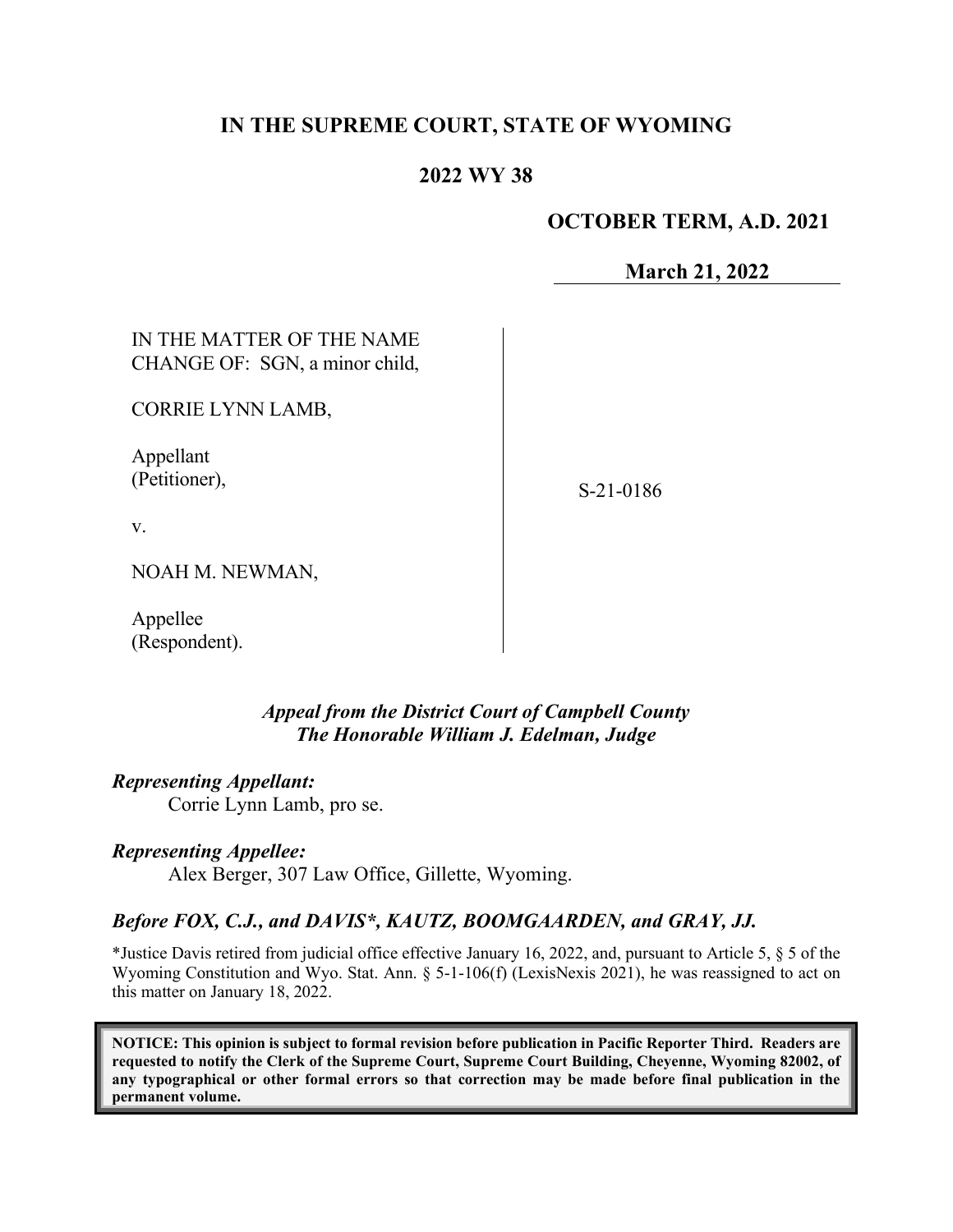# IN THE SUPREME COURT, STATE OF WYOMING

## 2022 WY 38

**OCTOBER TERM, A.D. 2021**

**March 21, 2022**

| | |
|---|---|
| IN THE MATTER OF THE NAME CHANGE OF: SGN, a minor child,<br><br>CORRIE LYNN LAMB,<br><br>Appellant (Petitioner),<br><br>v.<br><br>NOAH M. NEWMAN,<br><br>Appellee (Respondent). | S-21-0186 |

***Appeal from the District Court of Campbell County***
***The Honorable William J. Edelman, Judge***

***Representing Appellant:***

Corrie Lynn Lamb, pro se.

***Representing Appellee:***

Alex Berger, 307 Law Office, Gillette, Wyoming.

***Before FOX, C.J., and DAVIS\*, KAUTZ, BOOMGAARDEN, and GRAY, JJ.***

\*Justice Davis retired from judicial office effective January 16, 2022, and, pursuant to Article 5, § 5 of the Wyoming Constitution and Wyo. Stat. Ann. § 5-1-106(f) (LexisNexis 2021), he was reassigned to act on this matter on January 18, 2022.

**NOTICE: This opinion is subject to formal revision before publication in Pacific Reporter Third. Readers are requested to notify the Clerk of the Supreme Court, Supreme Court Building, Cheyenne, Wyoming 82002, of any typographical or other formal errors so that correction may be made before final publication in the permanent volume.**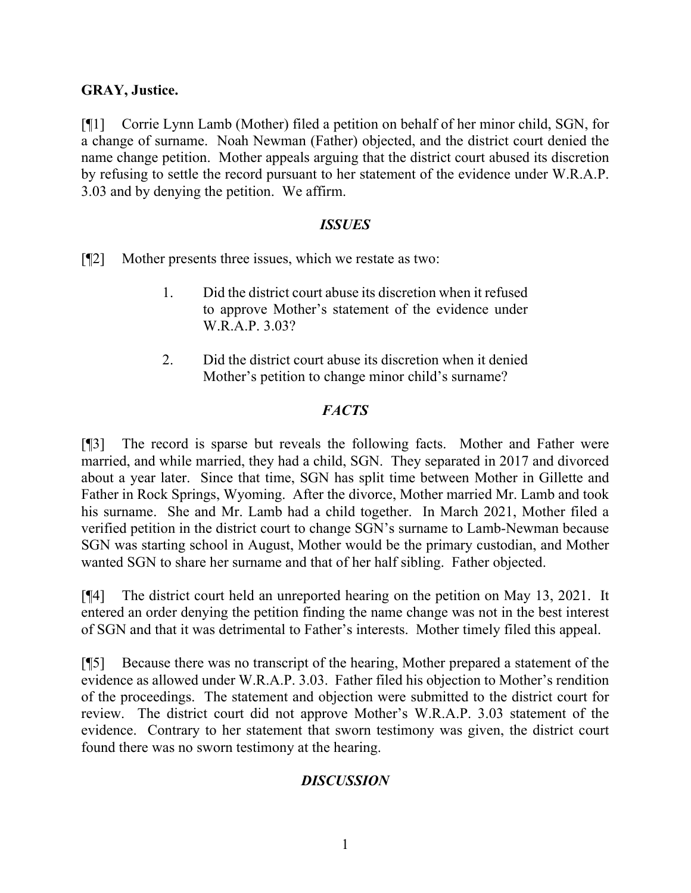**GRAY, Justice.**

[¶1] Corrie Lynn Lamb (Mother) filed a petition on behalf of her minor child, SGN, for a change of surname. Noah Newman (Father) objected, and the district court denied the name change petition. Mother appeals arguing that the district court abused its discretion by refusing to settle the record pursuant to her statement of the evidence under W.R.A.P. 3.03 and by denying the petition. We affirm.

## *ISSUES*

[¶2] Mother presents three issues, which we restate as two:

> 1. Did the district court abuse its discretion when it refused to approve Mother's statement of the evidence under W.R.A.P. 3.03?
>
> 2. Did the district court abuse its discretion when it denied Mother's petition to change minor child's surname?

## *FACTS*

[¶3] The record is sparse but reveals the following facts. Mother and Father were married, and while married, they had a child, SGN. They separated in 2017 and divorced about a year later. Since that time, SGN has split time between Mother in Gillette and Father in Rock Springs, Wyoming. After the divorce, Mother married Mr. Lamb and took his surname. She and Mr. Lamb had a child together. In March 2021, Mother filed a verified petition in the district court to change SGN's surname to Lamb-Newman because SGN was starting school in August, Mother would be the primary custodian, and Mother wanted SGN to share her surname and that of her half sibling. Father objected.

[¶4] The district court held an unreported hearing on the petition on May 13, 2021. It entered an order denying the petition finding the name change was not in the best interest of SGN and that it was detrimental to Father's interests. Mother timely filed this appeal.

[¶5] Because there was no transcript of the hearing, Mother prepared a statement of the evidence as allowed under W.R.A.P. 3.03. Father filed his objection to Mother's rendition of the proceedings. The statement and objection were submitted to the district court for review. The district court did not approve Mother's W.R.A.P. 3.03 statement of the evidence. Contrary to her statement that sworn testimony was given, the district court found there was no sworn testimony at the hearing.

## *DISCUSSION*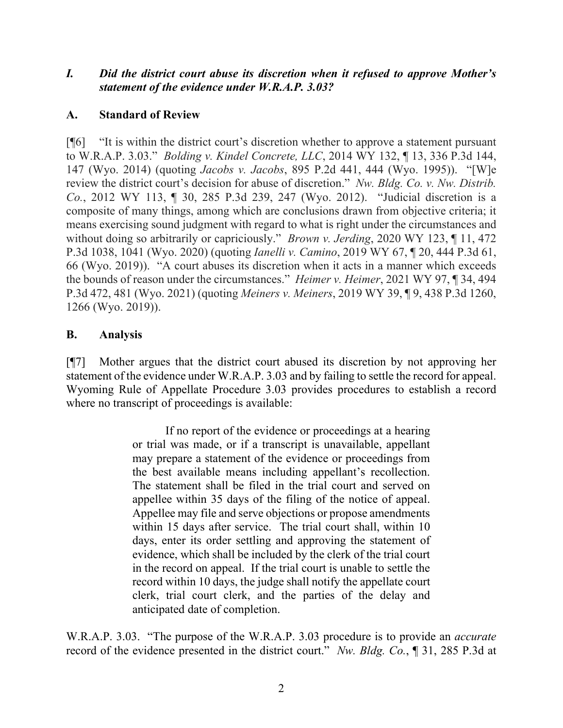### *I. Did the district court abuse its discretion when it refused to approve Mother's statement of the evidence under W.R.A.P. 3.03?*

### A. Standard of Review

[¶6] "It is within the district court's discretion whether to approve a statement pursuant to W.R.A.P. 3.03." *Bolding v. Kindel Concrete, LLC*, 2014 WY 132, ¶ 13, 336 P.3d 144, 147 (Wyo. 2014) (quoting *Jacobs v. Jacobs*, 895 P.2d 441, 444 (Wyo. 1995)). "[W]e review the district court's decision for abuse of discretion." *Nw. Bldg. Co. v. Nw. Distrib. Co.*, 2012 WY 113, ¶ 30, 285 P.3d 239, 247 (Wyo. 2012). "Judicial discretion is a composite of many things, among which are conclusions drawn from objective criteria; it means exercising sound judgment with regard to what is right under the circumstances and without doing so arbitrarily or capriciously." *Brown v. Jerding*, 2020 WY 123, ¶ 11, 472 P.3d 1038, 1041 (Wyo. 2020) (quoting *Ianelli v. Camino*, 2019 WY 67, ¶ 20, 444 P.3d 61, 66 (Wyo. 2019)). "A court abuses its discretion when it acts in a manner which exceeds the bounds of reason under the circumstances." *Heimer v. Heimer*, 2021 WY 97, ¶ 34, 494 P.3d 472, 481 (Wyo. 2021) (quoting *Meiners v. Meiners*, 2019 WY 39, ¶ 9, 438 P.3d 1260, 1266 (Wyo. 2019)).

### B. Analysis

[¶7] Mother argues that the district court abused its discretion by not approving her statement of the evidence under W.R.A.P. 3.03 and by failing to settle the record for appeal. Wyoming Rule of Appellate Procedure 3.03 provides procedures to establish a record where no transcript of proceedings is available:

> If no report of the evidence or proceedings at a hearing or trial was made, or if a transcript is unavailable, appellant may prepare a statement of the evidence or proceedings from the best available means including appellant's recollection. The statement shall be filed in the trial court and served on appellee within 35 days of the filing of the notice of appeal. Appellee may file and serve objections or propose amendments within 15 days after service. The trial court shall, within 10 days, enter its order settling and approving the statement of evidence, which shall be included by the clerk of the trial court in the record on appeal. If the trial court is unable to settle the record within 10 days, the judge shall notify the appellate court clerk, trial court clerk, and the parties of the delay and anticipated date of completion.

W.R.A.P. 3.03. "The purpose of the W.R.A.P. 3.03 procedure is to provide an *accurate* record of the evidence presented in the district court." *Nw. Bldg. Co.*, ¶ 31, 285 P.3d at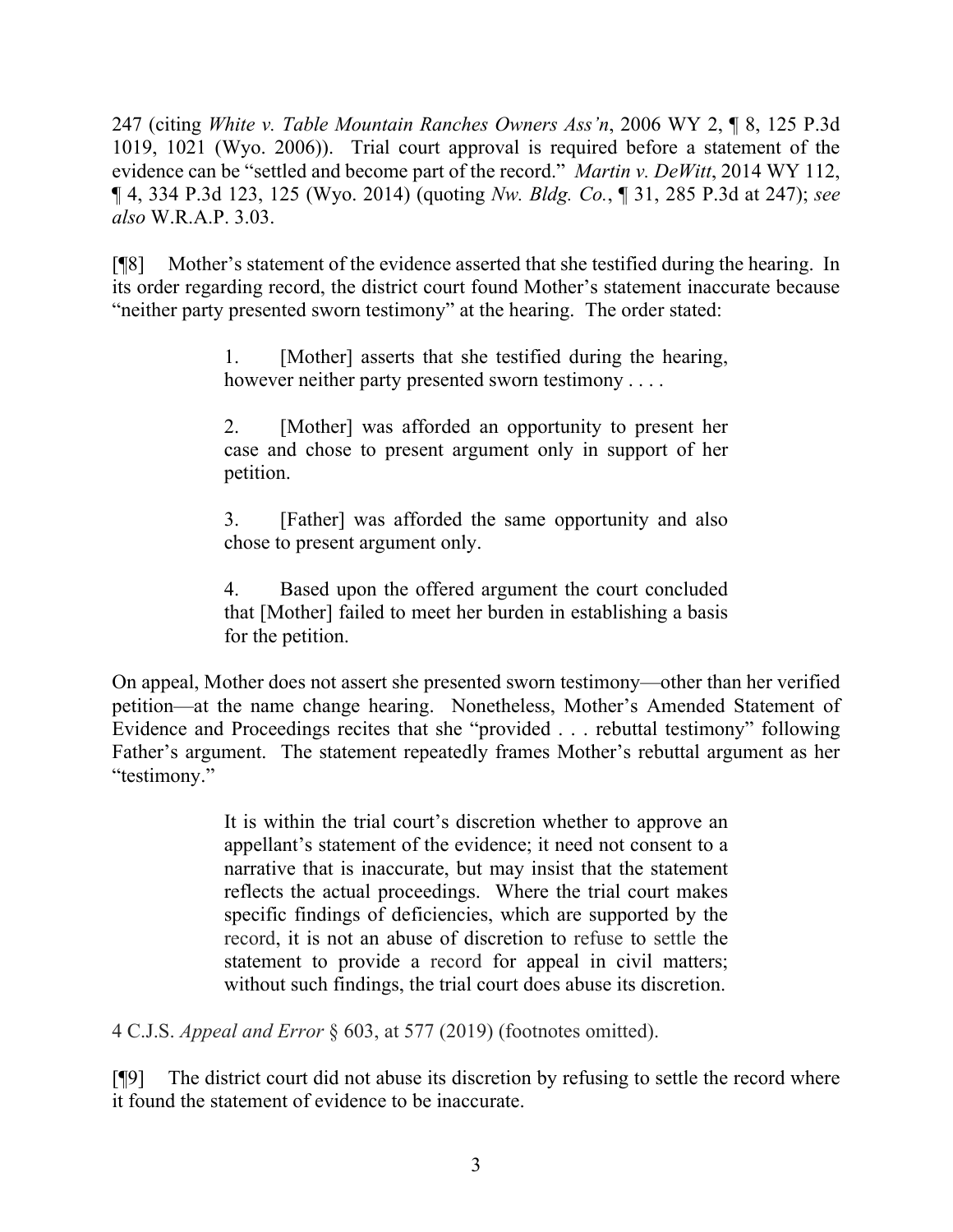247 (citing *White v. Table Mountain Ranches Owners Ass'n*, 2006 WY 2, ¶ 8, 125 P.3d 1019, 1021 (Wyo. 2006)). Trial court approval is required before a statement of the evidence can be "settled and become part of the record." *Martin v. DeWitt*, 2014 WY 112, ¶ 4, 334 P.3d 123, 125 (Wyo. 2014) (quoting *Nw. Bldg. Co.*, ¶ 31, 285 P.3d at 247); *see also* W.R.A.P. 3.03.

[¶8] Mother's statement of the evidence asserted that she testified during the hearing. In its order regarding record, the district court found Mother's statement inaccurate because "neither party presented sworn testimony" at the hearing. The order stated:

> 1. [Mother] asserts that she testified during the hearing, however neither party presented sworn testimony . . . .
>
> 2. [Mother] was afforded an opportunity to present her case and chose to present argument only in support of her petition.
>
> 3. [Father] was afforded the same opportunity and also chose to present argument only.
>
> 4. Based upon the offered argument the court concluded that [Mother] failed to meet her burden in establishing a basis for the petition.

On appeal, Mother does not assert she presented sworn testimony—other than her verified petition—at the name change hearing. Nonetheless, Mother's Amended Statement of Evidence and Proceedings recites that she "provided . . . rebuttal testimony" following Father's argument. The statement repeatedly frames Mother's rebuttal argument as her "testimony."

> It is within the trial court's discretion whether to approve an appellant's statement of the evidence; it need not consent to a narrative that is inaccurate, but may insist that the statement reflects the actual proceedings. Where the trial court makes specific findings of deficiencies, which are supported by the record, it is not an abuse of discretion to refuse to settle the statement to provide a record for appeal in civil matters; without such findings, the trial court does abuse its discretion.

4 C.J.S. *Appeal and Error* § 603, at 577 (2019) (footnotes omitted).

[¶9] The district court did not abuse its discretion by refusing to settle the record where it found the statement of evidence to be inaccurate.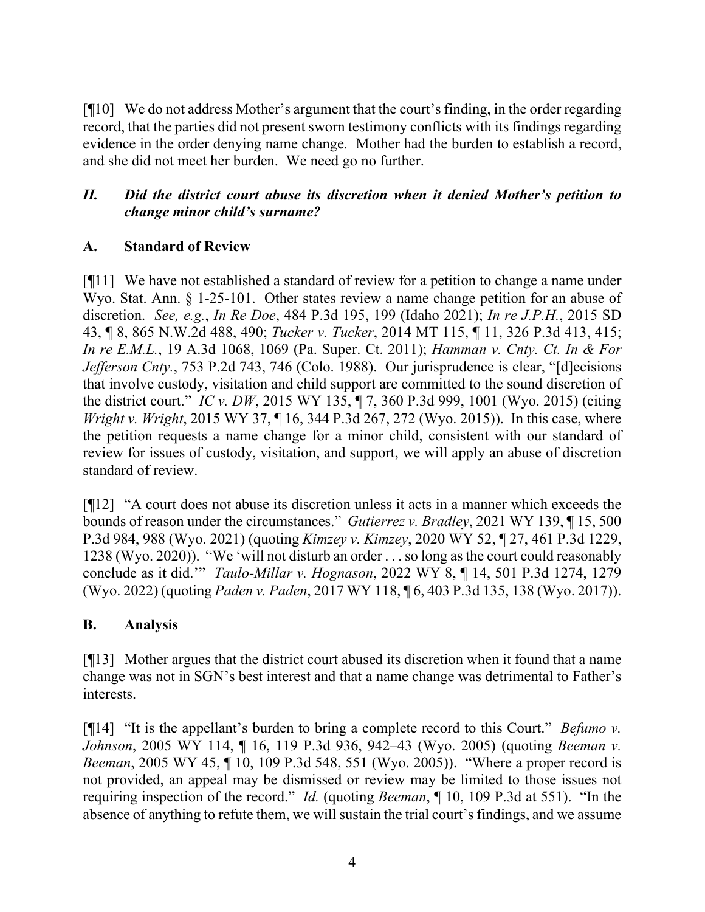[¶10] We do not address Mother's argument that the court's finding, in the order regarding record, that the parties did not present sworn testimony conflicts with its findings regarding evidence in the order denying name change. Mother had the burden to establish a record, and she did not meet her burden. We need go no further.

### *II. Did the district court abuse its discretion when it denied Mother's petition to change minor child's surname?*

### A. Standard of Review

[¶11] We have not established a standard of review for a petition to change a name under Wyo. Stat. Ann. § 1-25-101. Other states review a name change petition for an abuse of discretion. *See, e.g.*, *In Re Doe*, 484 P.3d 195, 199 (Idaho 2021); *In re J.P.H.*, 2015 SD 43, ¶ 8, 865 N.W.2d 488, 490; *Tucker v. Tucker*, 2014 MT 115, ¶ 11, 326 P.3d 413, 415; *In re E.M.L.*, 19 A.3d 1068, 1069 (Pa. Super. Ct. 2011); *Hamman v. Cnty. Ct. In & For Jefferson Cnty.*, 753 P.2d 743, 746 (Colo. 1988). Our jurisprudence is clear, "[d]ecisions that involve custody, visitation and child support are committed to the sound discretion of the district court." *IC v. DW*, 2015 WY 135, ¶ 7, 360 P.3d 999, 1001 (Wyo. 2015) (citing *Wright v. Wright*, 2015 WY 37, ¶ 16, 344 P.3d 267, 272 (Wyo. 2015)). In this case, where the petition requests a name change for a minor child, consistent with our standard of review for issues of custody, visitation, and support, we will apply an abuse of discretion standard of review.

[¶12] "A court does not abuse its discretion unless it acts in a manner which exceeds the bounds of reason under the circumstances." *Gutierrez v. Bradley*, 2021 WY 139, ¶ 15, 500 P.3d 984, 988 (Wyo. 2021) (quoting *Kimzey v. Kimzey*, 2020 WY 52, ¶ 27, 461 P.3d 1229, 1238 (Wyo. 2020)). "We 'will not disturb an order . . . so long as the court could reasonably conclude as it did.'" *Taulo-Millar v. Hognason*, 2022 WY 8, ¶ 14, 501 P.3d 1274, 1279 (Wyo. 2022) (quoting *Paden v. Paden*, 2017 WY 118, ¶ 6, 403 P.3d 135, 138 (Wyo. 2017)).

### B. Analysis

[¶13] Mother argues that the district court abused its discretion when it found that a name change was not in SGN's best interest and that a name change was detrimental to Father's interests.

[¶14] "It is the appellant's burden to bring a complete record to this Court." *Befumo v. Johnson*, 2005 WY 114, ¶ 16, 119 P.3d 936, 942–43 (Wyo. 2005) (quoting *Beeman v. Beeman*, 2005 WY 45, ¶ 10, 109 P.3d 548, 551 (Wyo. 2005)). "Where a proper record is not provided, an appeal may be dismissed or review may be limited to those issues not requiring inspection of the record." *Id.* (quoting *Beeman*, ¶ 10, 109 P.3d at 551). "In the absence of anything to refute them, we will sustain the trial court's findings, and we assume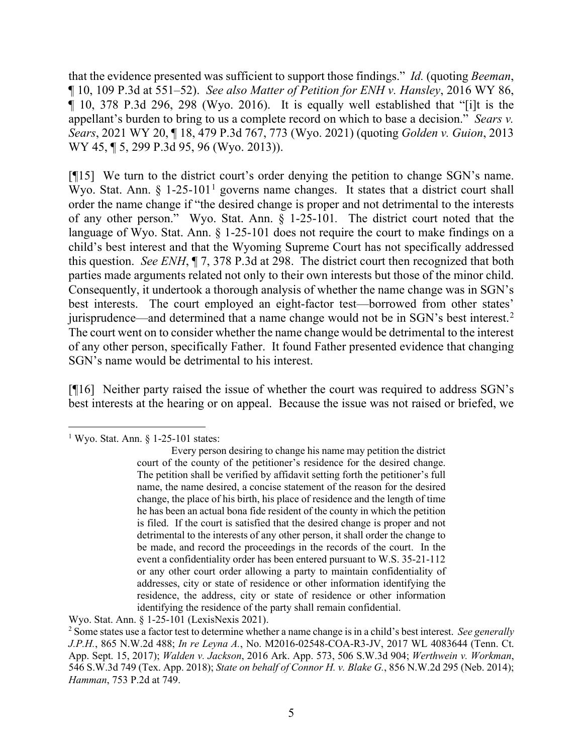that the evidence presented was sufficient to support those findings." *Id.* (quoting *Beeman*, ¶ 10, 109 P.3d at 551–52). *See also Matter of Petition for ENH v. Hansley*, 2016 WY 86, ¶ 10, 378 P.3d 296, 298 (Wyo. 2016). It is equally well established that "[i]t is the appellant's burden to bring to us a complete record on which to base a decision." *Sears v. Sears*, 2021 WY 20, ¶ 18, 479 P.3d 767, 773 (Wyo. 2021) (quoting *Golden v. Guion*, 2013 WY 45, ¶ 5, 299 P.3d 95, 96 (Wyo. 2013)).

[¶15] We turn to the district court's order denying the petition to change SGN's name. Wyo. Stat. Ann. § 1-25-101[1] governs name changes. It states that a district court shall order the name change if "the desired change is proper and not detrimental to the interests of any other person." Wyo. Stat. Ann. § 1-25-101. The district court noted that the language of Wyo. Stat. Ann. § 1-25-101 does not require the court to make findings on a child's best interest and that the Wyoming Supreme Court has not specifically addressed this question. *See ENH*, ¶ 7, 378 P.3d at 298. The district court then recognized that both parties made arguments related not only to their own interests but those of the minor child. Consequently, it undertook a thorough analysis of whether the name change was in SGN's best interests. The court employed an eight-factor test—borrowed from other states' jurisprudence—and determined that a name change would not be in SGN's best interest.[2] The court went on to consider whether the name change would be detrimental to the interest of any other person, specifically Father. It found Father presented evidence that changing SGN's name would be detrimental to his interest.

[¶16] Neither party raised the issue of whether the court was required to address SGN's best interests at the hearing or on appeal. Because the issue was not raised or briefed, we

---

[1] Wyo. Stat. Ann. § 1-25-101 states:

> Every person desiring to change his name may petition the district court of the county of the petitioner's residence for the desired change. The petition shall be verified by affidavit setting forth the petitioner's full name, the name desired, a concise statement of the reason for the desired change, the place of his birth, his place of residence and the length of time he has been an actual bona fide resident of the county in which the petition is filed. If the court is satisfied that the desired change is proper and not detrimental to the interests of any other person, it shall order the change to be made, and record the proceedings in the records of the court. In the event a confidentiality order has been entered pursuant to W.S. 35-21-112 or any other court order allowing a party to maintain confidentiality of addresses, city or state of residence or other information identifying the residence, the address, city or state of residence or other information identifying the residence of the party shall remain confidential.

Wyo. Stat. Ann. § 1-25-101 (LexisNexis 2021).

[2] Some states use a factor test to determine whether a name change is in a child's best interest. *See generally J.P.H.*, 865 N.W.2d 488; *In re Leyna A.*, No. M2016-02548-COA-R3-JV, 2017 WL 4083644 (Tenn. Ct. App. Sept. 15, 2017); *Walden v. Jackson*, 2016 Ark. App. 573, 506 S.W.3d 904; *Werthwein v. Workman*, 546 S.W.3d 749 (Tex. App. 2018); *State on behalf of Connor H. v. Blake G.*, 856 N.W.2d 295 (Neb. 2014); *Hamman*, 753 P.2d at 749.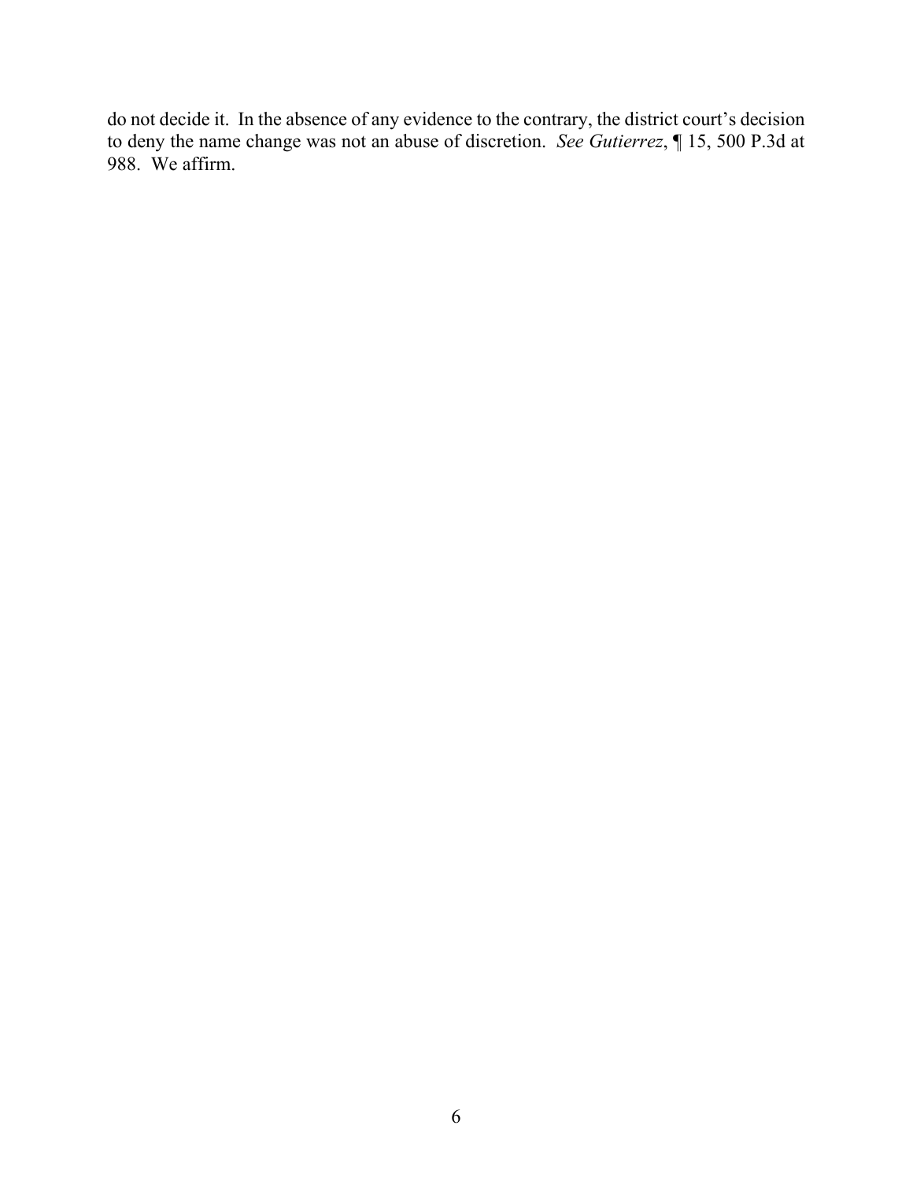do not decide it. In the absence of any evidence to the contrary, the district court's decision to deny the name change was not an abuse of discretion. *See Gutierrez*, ¶ 15, 500 P.3d at 988. We affirm.